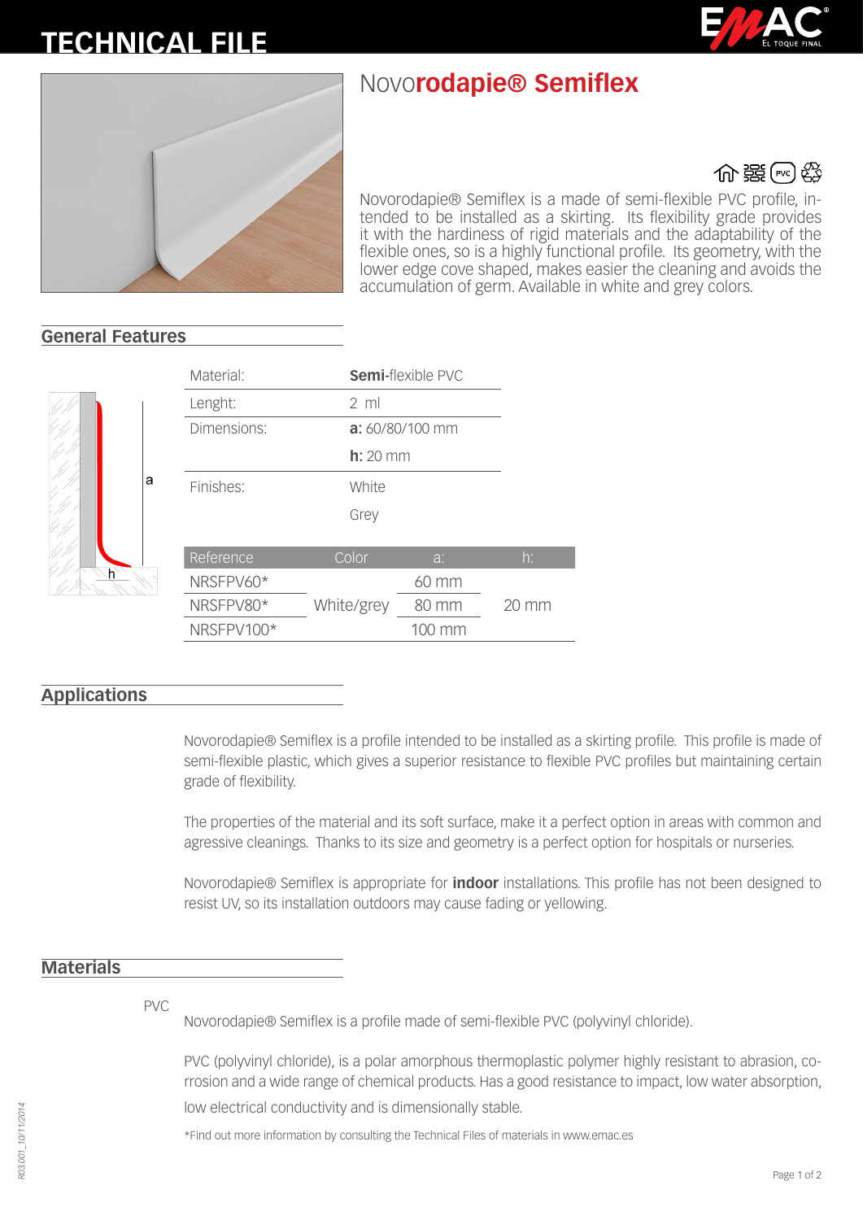# TECHNICAL FILE

## Novo**rodapie® Semiflex**

Novorodapie® Semiflex is a made of semi-flexible PVC profile, intended to be installed as a skirting. Its flexibility grade provides it with the hardiness of rigid materials and the adaptability of the flexible ones, so is a highly functional profile. Its geometry, with the lower edge cove shaped, makes easier the cleaning and avoids the accumulation of germ. Available in white and grey colors.

## General Features

| | |
|---|---|
| Material: | **Semi-**flexible PVC |
| Lenght: | 2 ml |
| Dimensions: | **a**: 60/80/100 mm |
| | **h**: 20 mm |
| Finishes: | White |
| | Grey |

| Reference | Color | a: | h: |
|---|---|---|---|
| NRSFPV60* | White/grey | 60 mm | 20 mm |
| NRSFPV80* | White/grey | 80 mm | 20 mm |
| NRSFPV100* | White/grey | 100 mm | 20 mm |

## Applications

Novorodapie® Semiflex is a profile intended to be installed as a skirting profile. This profile is made of semi-flexible plastic, which gives a superior resistance to flexible PVC profiles but maintaining certain grade of flexibility.

The properties of the material and its soft surface, make it a perfect option in areas with common and agressive cleanings. Thanks to its size and geometry is a perfect option for hospitals or nurseries.

Novorodapie® Semiflex is appropriate for **indoor** installations. This profile has not been designed to resist UV, so its installation outdoors may cause fading or yellowing.

## Materials

PVC

Novorodapie® Semiflex is a profile made of semi-flexible PVC (polyvinyl chloride).

PVC (polyvinyl chloride), is a polar amorphous thermoplastic polymer highly resistant to abrasion, corrosion and a wide range of chemical products. Has a good resistance to impact, low water absorption, low electrical conductivity and is dimensionally stable.

*Find out more information by consulting the Technical Files of materials in www.emac.es

R03.001_10/11/2014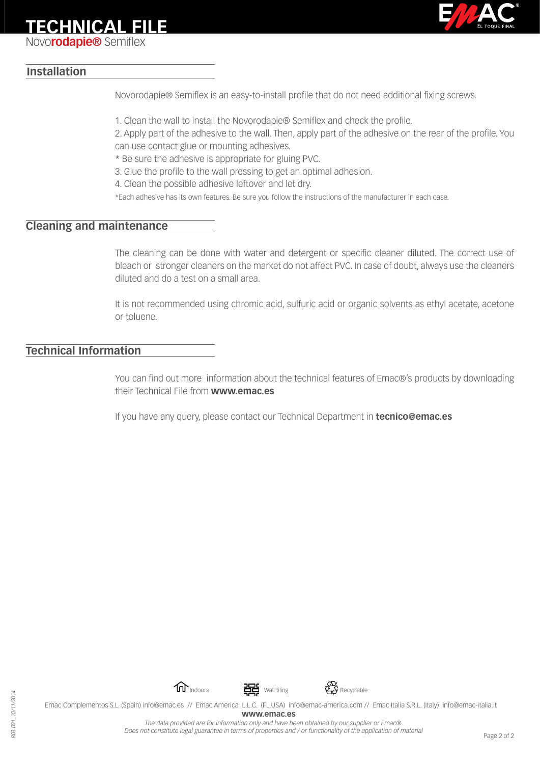# TECHNICAL FILE

Novo**rodapie®** Semiflex

## Installation

Novorodapie® Semiflex is an easy-to-install profile that do not need additional fixing screws.

1. Clean the wall to install the Novorodapie® Semiflex and check the profile.
2. Apply part of the adhesive to the wall. Then, apply part of the adhesive on the rear of the profile. You can use contact glue or mounting adhesives.
* Be sure the adhesive is appropriate for gluing PVC.
3. Glue the profile to the wall pressing to get an optimal adhesion.
4. Clean the possible adhesive leftover and let dry.

*Each adhesive has its own features. Be sure you follow the instructions of the manufacturer in each case.

## Cleaning and maintenance

The cleaning can be done with water and detergent or specific cleaner diluted. The correct use of bleach or stronger cleaners on the market do not affect PVC. In case of doubt, always use the cleaners diluted and do a test on a small area.

It is not recommended using chromic acid, sulfuric acid or organic solvents as ethyl acetate, acetone or toluene.

## Technical Information

You can find out more information about the technical features of Emac®'s products by downloading their Technical File from **www.emac.es**

If you have any query, please contact our Technical Department in **tecnico@emac.es**

Indoors Wall tiling Recyclable

Emac Complementos S.L. (Spain) info@emac.es // Emac America L.L.C. (FL,USA) info@emac-america.com // Emac Italia S.R.L. (Italy) info@emac-italia.it

**www.emac.es**

*The data provided are for information only and have been obtained by our supplier or Emac®.*
*Does not constitute legal guarantee in terms of properties and / or functionality of the application of material*

R03.001_10/11/2014